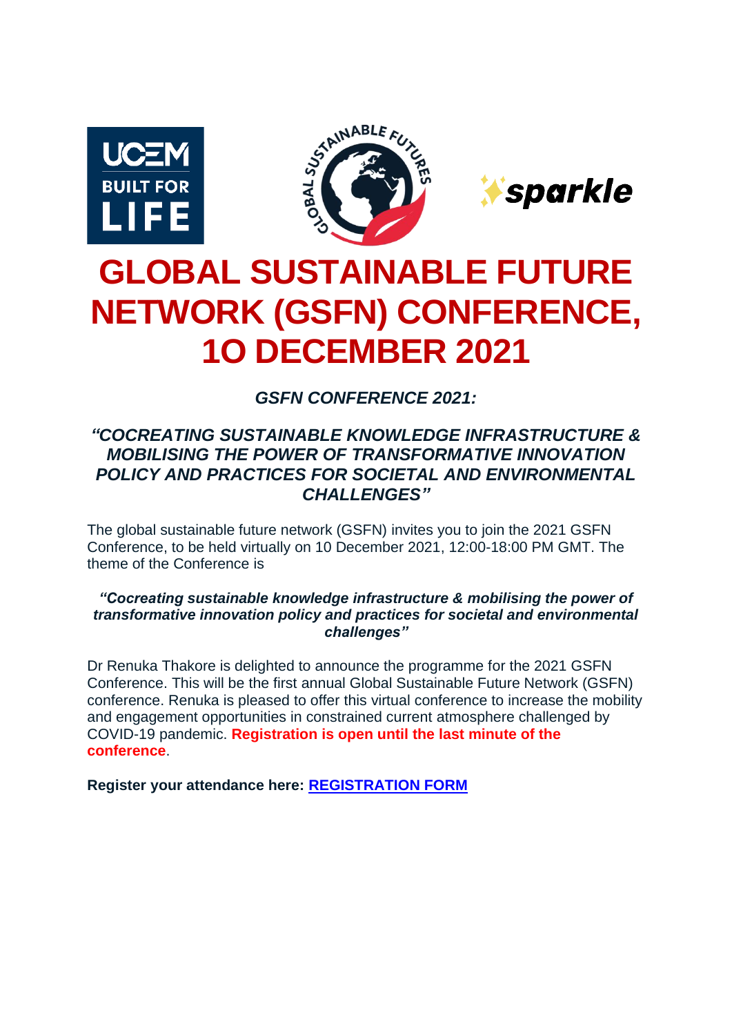# GLOBAL SUSTAINABLE FUTURE NETWORK (GSFN) CONFERENCE, 1O DECEMBER 2021

## *GSFN CONFERENCE 2021:*

## *"COCREATING SUSTAINABLE KNOWLEDGE INFRASTRUCTURE & MOBILISING THE POWER OF TRANSFORMATIVE INNOVATION POLICY AND PRACTICES FOR SOCIETAL AND ENVIRONMENTAL CHALLENGES"*

The global sustainable future network (GSFN) invites you to join the 2021 GSFN Conference, to be held virtually on 10 December 2021, 12:00-18:00 PM GMT. The theme of the Conference is

***"Cocreating sustainable knowledge infrastructure & mobilising the power of transformative innovation policy and practices for societal and environmental challenges"***

Dr Renuka Thakore is delighted to announce the programme for the 2021 GSFN Conference. This will be the first annual Global Sustainable Future Network (GSFN) conference. Renuka is pleased to offer this virtual conference to increase the mobility and engagement opportunities in constrained current atmosphere challenged by COVID-19 pandemic. **Registration is open until the last minute of the conference**.

**Register your attendance here: REGISTRATION FORM**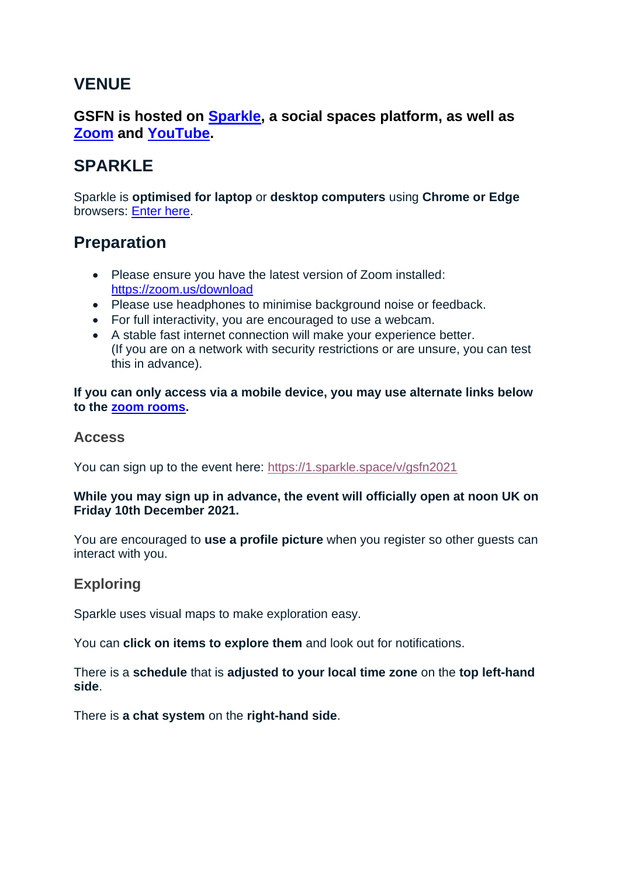## VENUE

**GSFN is hosted on Sparkle, a social spaces platform, as well as Zoom and YouTube.**

## SPARKLE

Sparkle is **optimised for laptop** or **desktop computers** using **Chrome or Edge** browsers: Enter here.

## Preparation

- Please ensure you have the latest version of Zoom installed: https://zoom.us/download
- Please use headphones to minimise background noise or feedback.
- For full interactivity, you are encouraged to use a webcam.
- A stable fast internet connection will make your experience better. (If you are on a network with security restrictions or are unsure, you can test this in advance).

**If you can only access via a mobile device, you may use alternate links below to the zoom rooms.**

### Access

You can sign up to the event here: https://1.sparkle.space/v/gsfn2021

**While you may sign up in advance, the event will officially open at noon UK on Friday 10th December 2021.**

You are encouraged to **use a profile picture** when you register so other guests can interact with you.

### Exploring

Sparkle uses visual maps to make exploration easy.

You can **click on items to explore them** and look out for notifications.

There is a **schedule** that is **adjusted to your local time zone** on the **top left-hand side**.

There is **a chat system** on the **right-hand side**.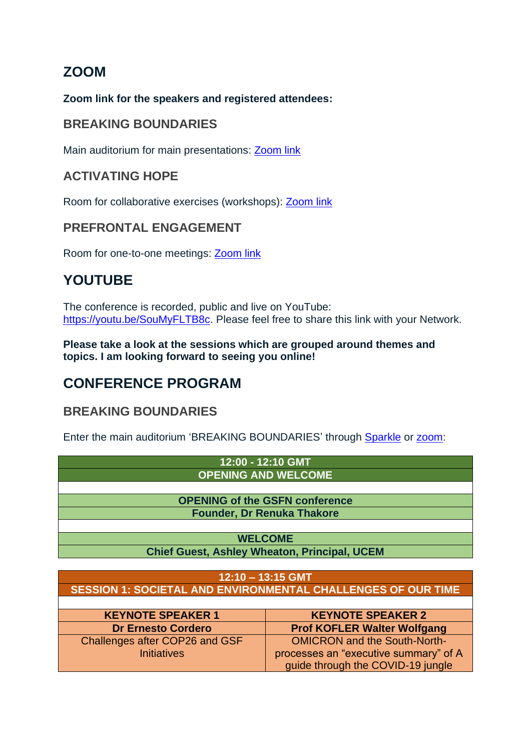## ZOOM

**Zoom link for the speakers and registered attendees:**

### BREAKING BOUNDARIES

Main auditorium for main presentations: Zoom link

### ACTIVATING HOPE

Room for collaborative exercises (workshops): Zoom link

### PREFRONTAL ENGAGEMENT

Room for one-to-one meetings: Zoom link

## YOUTUBE

The conference is recorded, public and live on YouTube: https://youtu.be/SouMyFLTB8c. Please feel free to share this link with your Network.

**Please take a look at the sessions which are grouped around themes and topics. I am looking forward to seeing you online!**

## CONFERENCE PROGRAM

### BREAKING BOUNDARIES

Enter the main auditorium 'BREAKING BOUNDARIES' through Sparkle or zoom:

| 12:00 - 12:10 GMT |
|---|
| **OPENING AND WELCOME** |
| |
| **OPENING of the GSFN conference** |
| **Founder, Dr Renuka Thakore** |
| |
| **WELCOME** |
| **Chief Guest, Ashley Wheaton, Principal, UCEM** |

| 12:10 – 13:15 GMT | |
|---|---|
| **SESSION 1: SOCIETAL AND ENVIRONMENTAL CHALLENGES OF OUR TIME** | |
| | |
| **KEYNOTE SPEAKER 1** | **KEYNOTE SPEAKER 2** |
| **Dr Ernesto Cordero** | **Prof KOFLER Walter Wolfgang** |
| Challenges after COP26 and GSF Initiatives | OMICRON and the South-North-processes an "executive summary" of A guide through the COVID-19 jungle |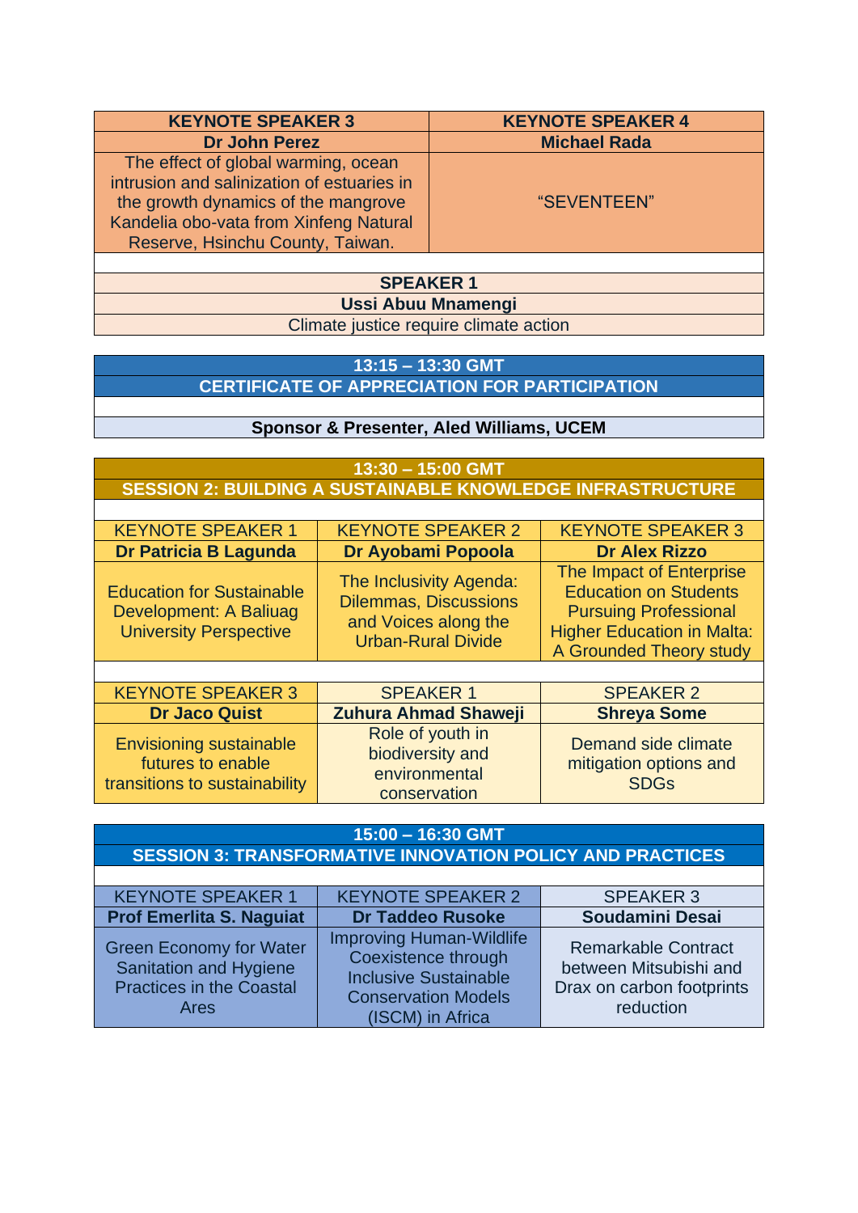| KEYNOTE SPEAKER 3 | KEYNOTE SPEAKER 4 |
| --- | --- |
| **Dr John Perez** | **Michael Rada** |
| The effect of global warming, ocean intrusion and salinization of estuaries in the growth dynamics of the mangrove Kandelia obo-vata from Xinfeng Natural Reserve, Hsinchu County, Taiwan. | “SEVENTEEN” |

| SPEAKER 1 |
| --- |
| **Ussi Abuu Mnamengi** |
| Climate justice require climate action |

| 13:15 – 13:30 GMT |
| --- |
| **CERTIFICATE OF APPRECIATION FOR PARTICIPATION** |
| |
| **Sponsor & Presenter, Aled Williams, UCEM** |

## 13:30 – 15:00 GMT
## SESSION 2: BUILDING A SUSTAINABLE KNOWLEDGE INFRASTRUCTURE

| KEYNOTE SPEAKER 1 | KEYNOTE SPEAKER 2 | KEYNOTE SPEAKER 3 |
| --- | --- | --- |
| **Dr Patricia B Lagunda** | **Dr Ayobami Popoola** | **Dr Alex Rizzo** |
| Education for Sustainable Development: A Baliuag University Perspective | The Inclusivity Agenda: Dilemmas, Discussions and Voices along the Urban-Rural Divide | The Impact of Enterprise Education on Students Pursuing Professional Higher Education in Malta: A Grounded Theory study |

| KEYNOTE SPEAKER 3 | SPEAKER 1 | SPEAKER 2 |
| --- | --- | --- |
| **Dr Jaco Quist** | **Zuhura Ahmad Shaweji** | **Shreya Some** |
| Envisioning sustainable futures to enable transitions to sustainability | Role of youth in biodiversity and environmental conservation | Demand side climate mitigation options and SDGs |

## 15:00 – 16:30 GMT
## SESSION 3: TRANSFORMATIVE INNOVATION POLICY AND PRACTICES

| KEYNOTE SPEAKER 1 | KEYNOTE SPEAKER 2 | SPEAKER 3 |
| --- | --- | --- |
| **Prof Emerlita S. Naguiat** | **Dr Taddeo Rusoke** | **Soudamini Desai** |
| Green Economy for Water Sanitation and Hygiene Practices in the Coastal Ares | Improving Human-Wildlife Coexistence through Inclusive Sustainable Conservation Models (ISCM) in Africa | Remarkable Contract between Mitsubishi and Drax on carbon footprints reduction |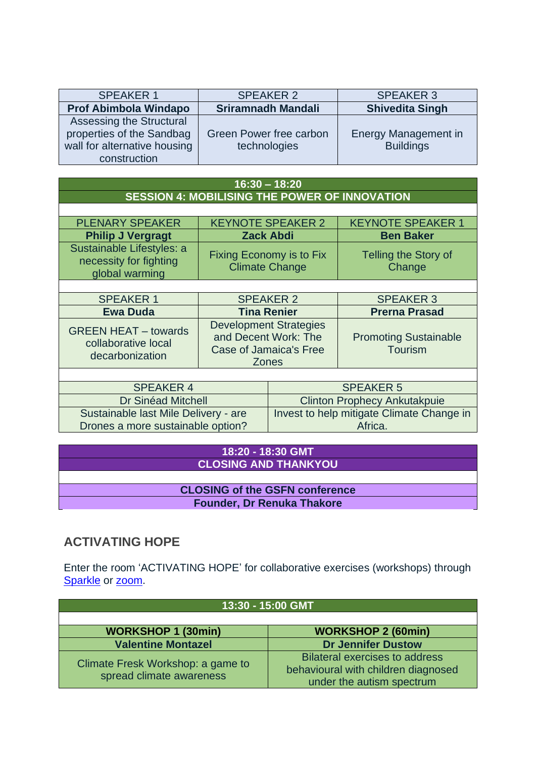| SPEAKER 1 | SPEAKER 2 | SPEAKER 3 |
|---|---|---|
| **Prof Abimbola Windapo** | **Sriramnadh Mandali** | **Shivedita Singh** |
| Assessing the Structural properties of the Sandbag wall for alternative housing construction | Green Power free carbon technologies | Energy Management in Buildings |

| **16:30 – 18:20** | | |
|---|---|---|
| **SESSION 4: MOBILISING THE POWER OF INNOVATION** | | |
| PLENARY SPEAKER | KEYNOTE SPEAKER 2 | KEYNOTE SPEAKER 1 |
| **Philip J Vergragt** | **Zack Abdi** | **Ben Baker** |
| Sustainable Lifestyles: a necessity for fighting global warming | Fixing Economy is to Fix Climate Change | Telling the Story of Change |
| SPEAKER 1 | SPEAKER 2 | SPEAKER 3 |
| **Ewa Duda** | **Tina Renier** | **Prerna Prasad** |
| GREEN HEAT – towards collaborative local decarbonization | Development Strategies and Decent Work: The Case of Jamaica's Free Zones | Promoting Sustainable Tourism |

| SPEAKER 4 | SPEAKER 5 |
|---|---|
| Dr Sinéad Mitchell | Clinton Prophecy Ankutakpuie |
| Sustainable last Mile Delivery - are Drones a more sustainable option? | Invest to help mitigate Climate Change in Africa. |

| **18:20 - 18:30 GMT** |
|---|
| **CLOSING AND THANKYOU** |
| **CLOSING of the GSFN conference** |
| **Founder, Dr Renuka Thakore** |

## ACTIVATING HOPE

Enter the room 'ACTIVATING HOPE' for collaborative exercises (workshops) through Sparkle or zoom.

| **13:30 - 15:00 GMT** | |
|---|---|
| **WORKSHOP 1 (30min)** | **WORKSHOP 2 (60min)** |
| **Valentine Montazel** | **Dr Jennifer Dustow** |
| Climate Fresk Workshop: a game to spread climate awareness | Bilateral exercises to address behavioural with children diagnosed under the autism spectrum |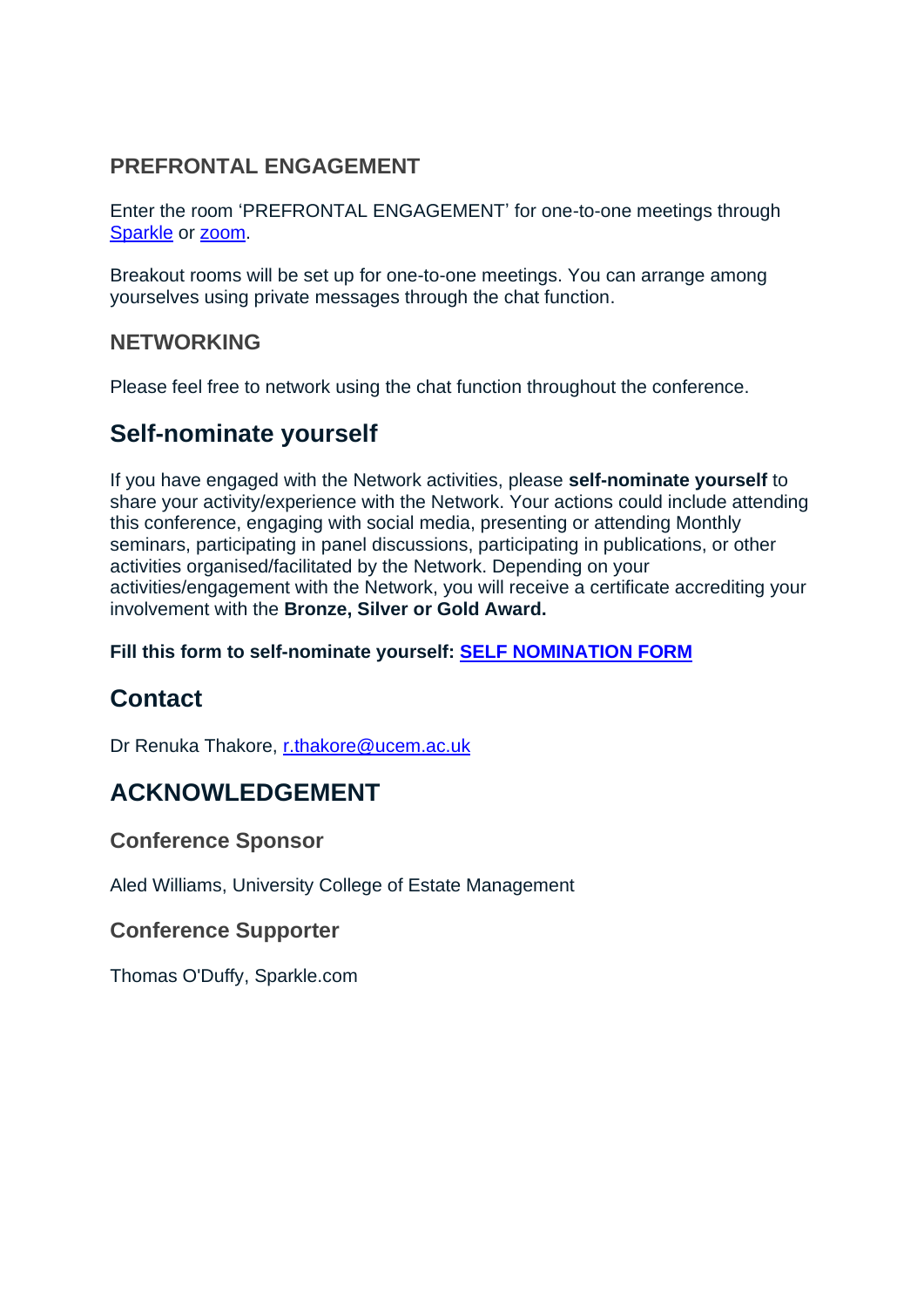### PREFRONTAL ENGAGEMENT

Enter the room 'PREFRONTAL ENGAGEMENT' for one-to-one meetings through Sparkle or zoom.

Breakout rooms will be set up for one-to-one meetings. You can arrange among yourselves using private messages through the chat function.

### NETWORKING

Please feel free to network using the chat function throughout the conference.

## Self-nominate yourself

If you have engaged with the Network activities, please **self-nominate yourself** to share your activity/experience with the Network. Your actions could include attending this conference, engaging with social media, presenting or attending Monthly seminars, participating in panel discussions, participating in publications, or other activities organised/facilitated by the Network. Depending on your activities/engagement with the Network, you will receive a certificate accrediting your involvement with the **Bronze, Silver or Gold Award.**

**Fill this form to self-nominate yourself: SELF NOMINATION FORM**

## Contact

Dr Renuka Thakore, r.thakore@ucem.ac.uk

## ACKNOWLEDGEMENT

### Conference Sponsor

Aled Williams, University College of Estate Management

### Conference Supporter

Thomas O'Duffy, Sparkle.com